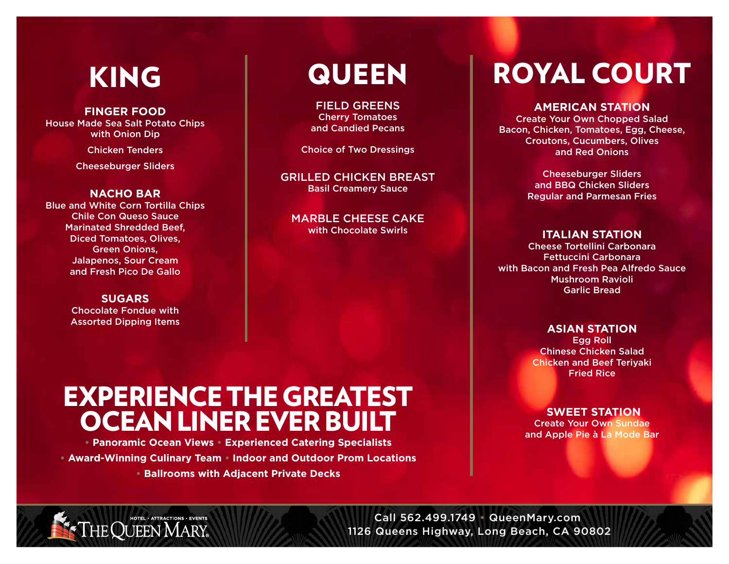# KING

### FINGER FOOD

House Made Sea Salt Potato Chips with Onion Dip

Chicken Tenders

Cheeseburger Sliders

### NACHO BAR

Blue and White Corn Tortilla Chips
Chile Con Queso Sauce
Marinated Shredded Beef, Diced Tomatoes, Olives, Green Onions, Jalapenos, Sour Cream and Fresh Pico De Gallo

### SUGARS

Chocolate Fondue with Assorted Dipping Items

# QUEEN

### FIELD GREENS

Cherry Tomatoes and Candied Pecans

Choice of Two Dressings

### GRILLED CHICKEN BREAST

Basil Creamery Sauce

### MARBLE CHEESE CAKE

with Chocolate Swirls

# ROYAL COURT

### AMERICAN STATION

Create Your Own Chopped Salad
Bacon, Chicken, Tomatoes, Egg, Cheese, Croutons, Cucumbers, Olives and Red Onions

Cheeseburger Sliders and BBQ Chicken Sliders
Regular and Parmesan Fries

### ITALIAN STATION

Cheese Tortellini Carbonara
Fettuccini Carbonara with Bacon and Fresh Pea Alfredo Sauce
Mushroom Ravioli
Garlic Bread

### ASIAN STATION

Egg Roll
Chinese Chicken Salad
Chicken and Beef Teriyaki
Fried Rice

### SWEET STATION

Create Your Own Sundae and Apple Pie à La Mode Bar

# EXPERIENCE THE GREATEST OCEAN LINER EVER BUILT

**• Panoramic Ocean Views • Experienced Catering Specialists • Award-Winning Culinary Team • Indoor and Outdoor Prom Locations • Ballrooms with Adjacent Private Decks**

HOTEL • ATTRACTIONS • EVENTS
THE QUEEN MARY®

Call 562.499.1749 • QueenMary.com
1126 Queens Highway, Long Beach, CA 90802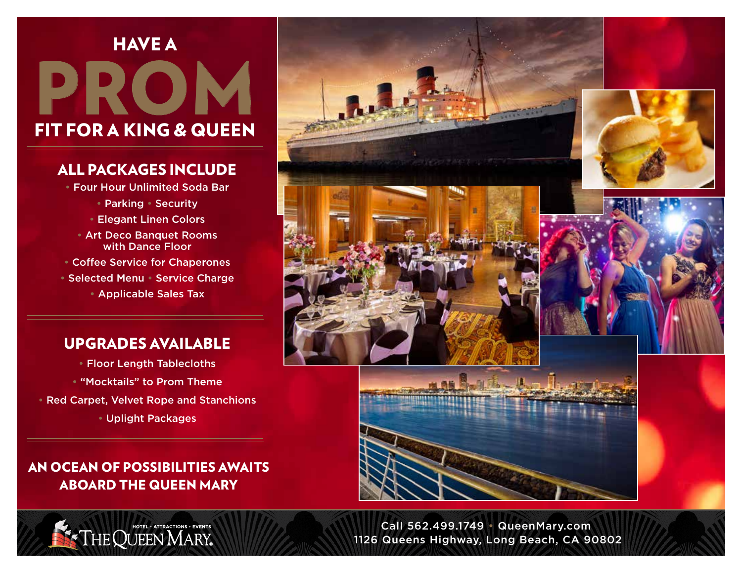# HAVE A PROM FIT FOR A KING & QUEEN

## ALL PACKAGES INCLUDE

- Four Hour Unlimited Soda Bar
- Parking
- Security
- Elegant Linen Colors
- Art Deco Banquet Rooms with Dance Floor
- Coffee Service for Chaperones
- Selected Menu
- Service Charge
- Applicable Sales Tax

## UPGRADES AVAILABLE

- Floor Length Tablecloths
- "Mocktails" to Prom Theme
- Red Carpet, Velvet Rope and Stanchions
- Uplight Packages

**AN OCEAN OF POSSIBILITIES AWAITS ABOARD THE QUEEN MARY**

HOTEL • ATTRACTIONS • EVENTS
THE QUEEN MARY®

Call 562.499.1749 • QueenMary.com
1126 Queens Highway, Long Beach, CA 90802